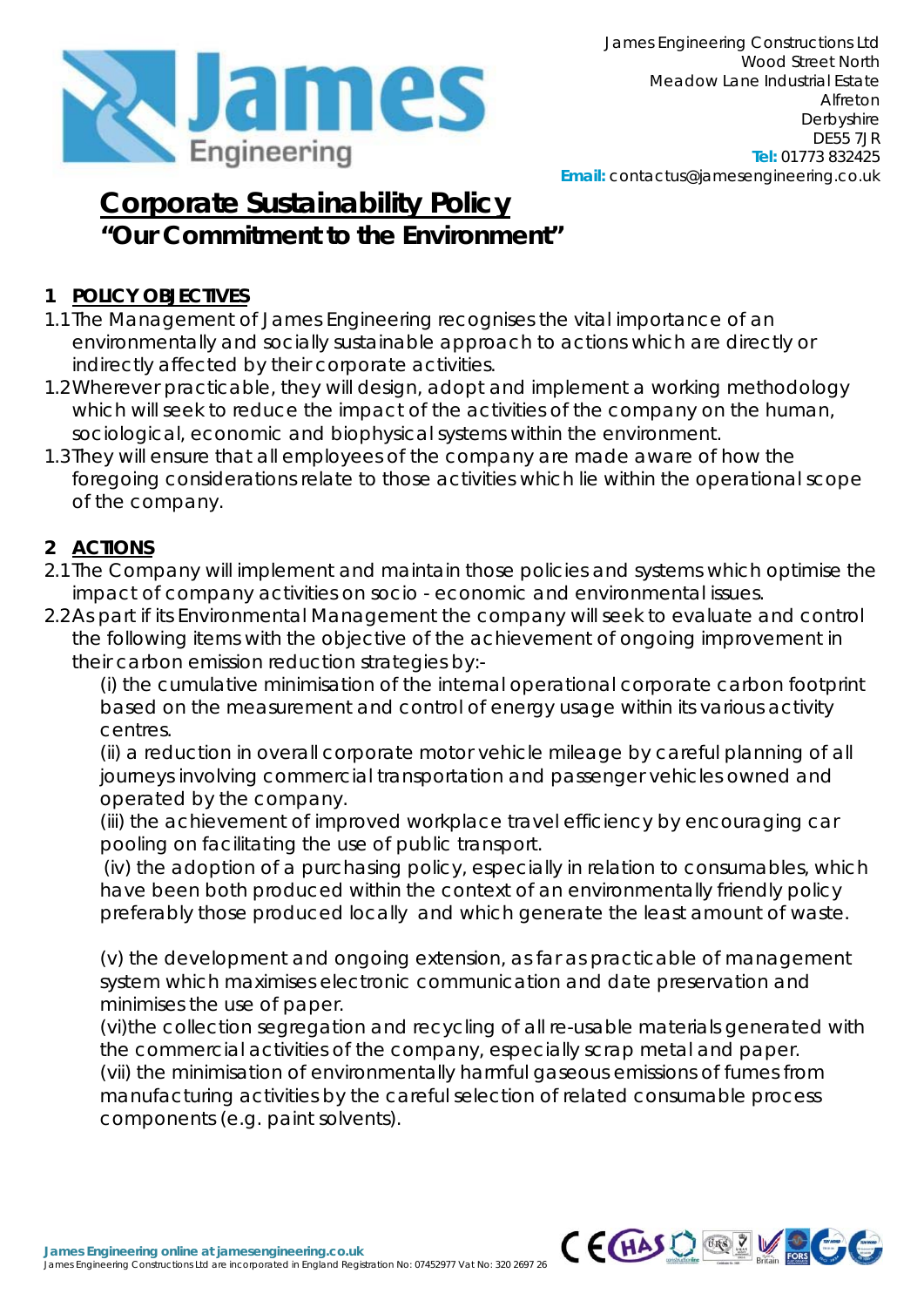James Engineering Constructions Ltd
Wood Street North
Meadow Lane Industrial Estate
Alfreton
Derbyshire
DE55 7JR
**Tel:** 01773 832425
**Email:** contactus@jamesengineering.co.uk

# Corporate Sustainability Policy

## "Our Commitment to the Environment"

### 1 POLICY OBJECTIVES

1.1 The Management of James Engineering recognises the vital importance of an environmentally and socially sustainable approach to actions which are directly or indirectly affected by their corporate activities.

1.2 Wherever practicable, they will design, adopt and implement a working methodology which will seek to reduce the impact of the activities of the company on the human, sociological, economic and biophysical systems within the environment.

1.3 They will ensure that all employees of the company are made aware of how the foregoing considerations relate to those activities which lie within the operational scope of the company.

### 2 ACTIONS

2.1 The Company will implement and maintain those policies and systems which optimise the impact of company activities on socio - economic and environmental issues.

2.2 As part if its Environmental Management the company will seek to evaluate and control the following items with the objective of the achievement of ongoing improvement in their carbon emission reduction strategies by:-

(i) the cumulative minimisation of the internal operational corporate carbon footprint based on the measurement and control of energy usage within its various activity centres.

(ii) a reduction in overall corporate motor vehicle mileage by careful planning of all journeys involving commercial transportation and passenger vehicles owned and operated by the company.

(iii) the achievement of improved workplace travel efficiency by encouraging car pooling on facilitating the use of public transport.

(iv) the adoption of a purchasing policy, especially in relation to consumables, which have been both produced within the context of an environmentally friendly policy preferably those produced locally and which generate the least amount of waste.

(v) the development and ongoing extension, as far as practicable of management system which maximises electronic communication and date preservation and minimises the use of paper.

(vi)the collection segregation and recycling of all re-usable materials generated with the commercial activities of the company, especially scrap metal and paper.

(vii) the minimisation of environmentally harmful gaseous emissions of fumes from manufacturing activities by the careful selection of related consumable process components (e.g. paint solvents).

**James Engineering online at jamesengineering.co.uk**
James Engineering Constructions Ltd are incorporated in England Registration No: 07452977 Vat No: 320 2697 26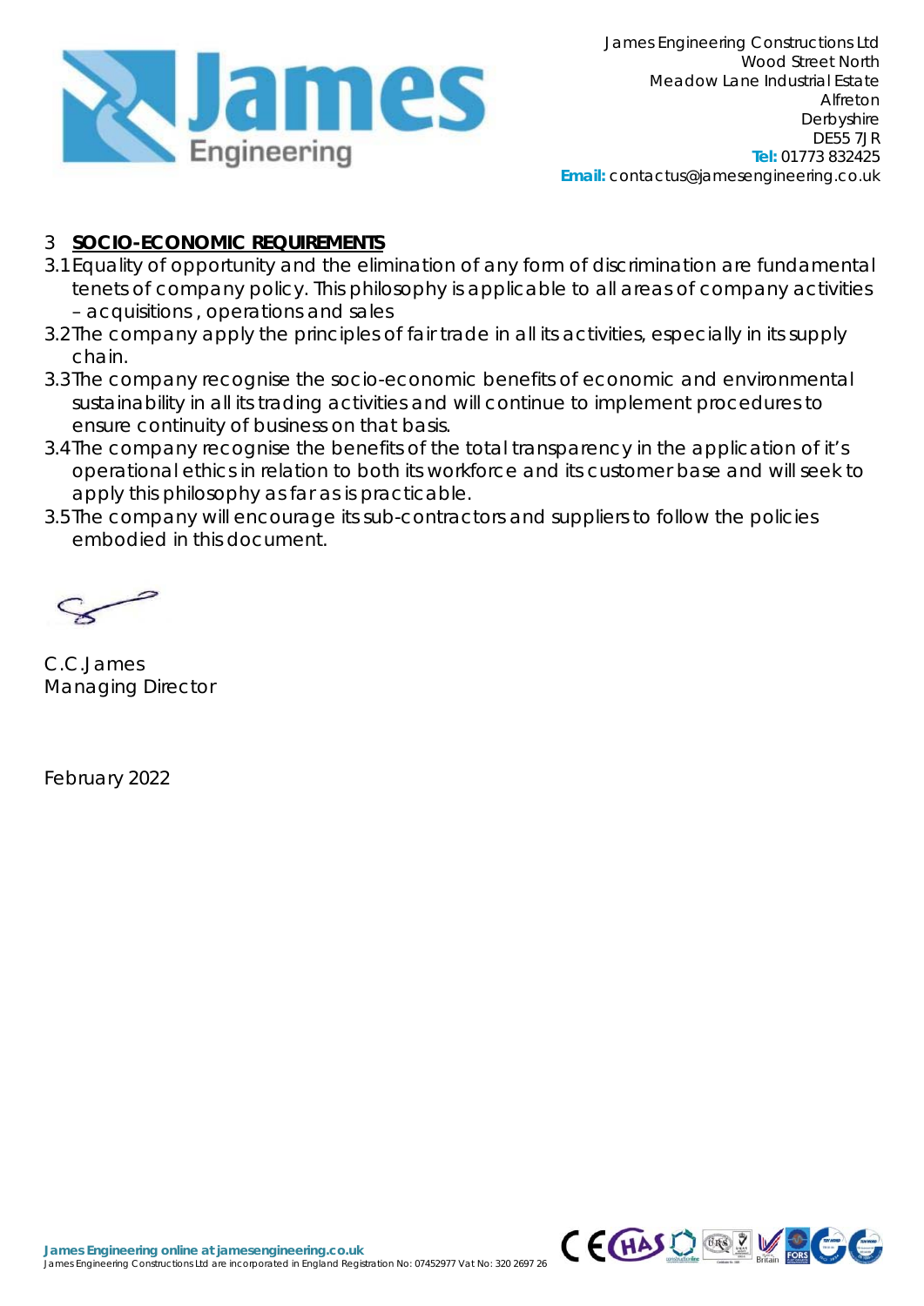## 3 SOCIO-ECONOMIC REQUIREMENTS

3.1 Equality of opportunity and the elimination of any form of discrimination are fundamental tenets of company policy. This philosophy is applicable to all areas of company activities – acquisitions , operations and sales

3.2 The company apply the principles of fair trade in all its activities, especially in its supply chain.

3.3 The company recognise the socio-economic benefits of economic and environmental sustainability in all its trading activities and will continue to implement procedures to ensure continuity of business on that basis.

3.4 The company recognise the benefits of the total transparency in the application of it's operational ethics in relation to both its workforce and its customer base and will seek to apply this philosophy as far as is practicable.

3.5 The company will encourage its sub-contractors and suppliers to follow the policies embodied in this document.

C.C.James
Managing Director

February 2022